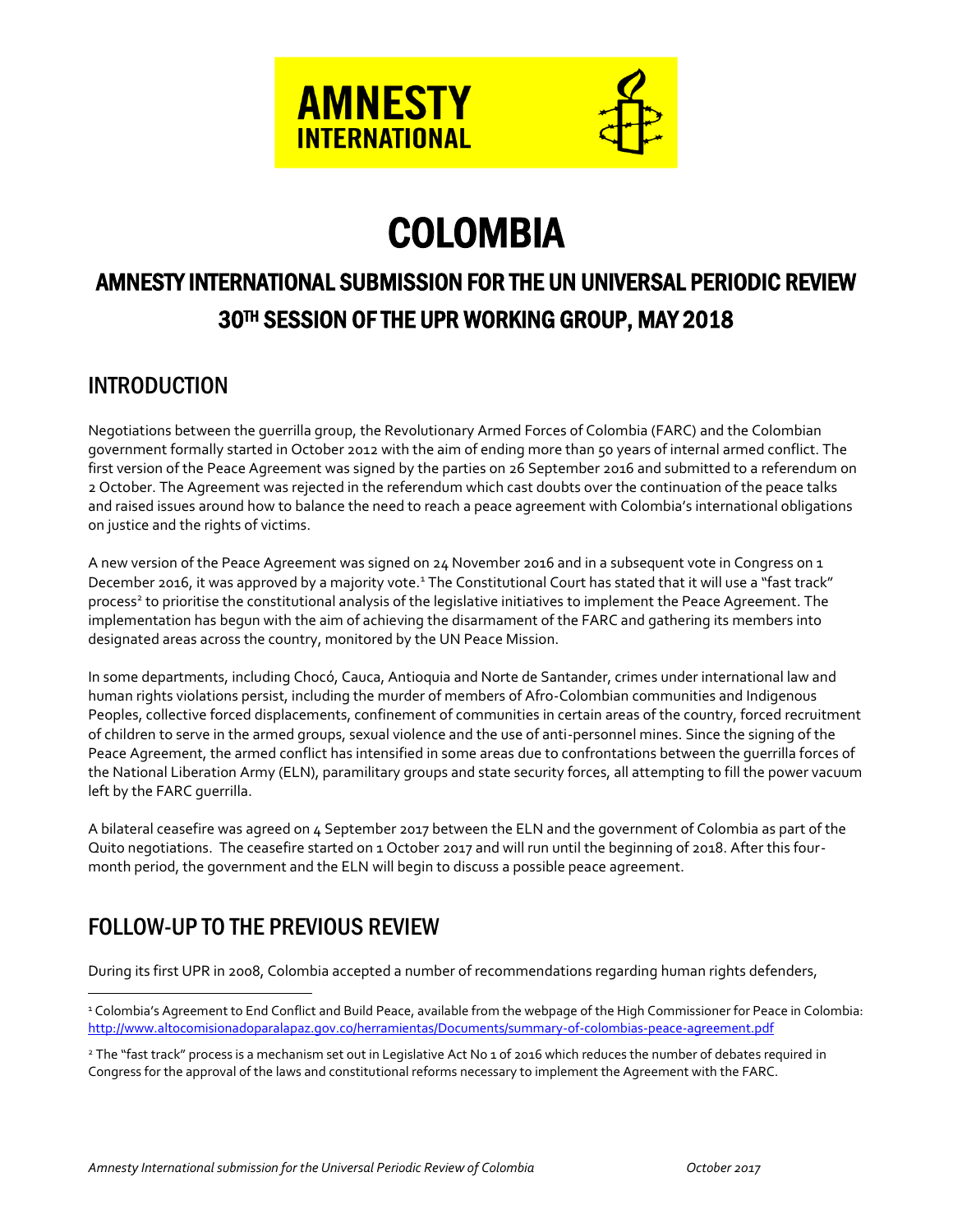# COLOMBIA

## AMNESTY INTERNATIONAL SUBMISSION FOR THE UN UNIVERSAL PERIODIC REVIEW 30TH SESSION OF THE UPR WORKING GROUP, MAY 2018

## INTRODUCTION

Negotiations between the guerrilla group, the Revolutionary Armed Forces of Colombia (FARC) and the Colombian government formally started in October 2012 with the aim of ending more than 50 years of internal armed conflict. The first version of the Peace Agreement was signed by the parties on 26 September 2016 and submitted to a referendum on 2 October. The Agreement was rejected in the referendum which cast doubts over the continuation of the peace talks and raised issues around how to balance the need to reach a peace agreement with Colombia's international obligations on justice and the rights of victims.

A new version of the Peace Agreement was signed on 24 November 2016 and in a subsequent vote in Congress on 1 December 2016, it was approved by a majority vote.[1] The Constitutional Court has stated that it will use a "fast track" process[2] to prioritise the constitutional analysis of the legislative initiatives to implement the Peace Agreement. The implementation has begun with the aim of achieving the disarmament of the FARC and gathering its members into designated areas across the country, monitored by the UN Peace Mission.

In some departments, including Chocó, Cauca, Antioquia and Norte de Santander, crimes under international law and human rights violations persist, including the murder of members of Afro-Colombian communities and Indigenous Peoples, collective forced displacements, confinement of communities in certain areas of the country, forced recruitment of children to serve in the armed groups, sexual violence and the use of anti-personnel mines. Since the signing of the Peace Agreement, the armed conflict has intensified in some areas due to confrontations between the guerrilla forces of the National Liberation Army (ELN), paramilitary groups and state security forces, all attempting to fill the power vacuum left by the FARC guerrilla.

A bilateral ceasefire was agreed on 4 September 2017 between the ELN and the government of Colombia as part of the Quito negotiations. The ceasefire started on 1 October 2017 and will run until the beginning of 2018. After this four-month period, the government and the ELN will begin to discuss a possible peace agreement.

## FOLLOW-UP TO THE PREVIOUS REVIEW

During its first UPR in 2008, Colombia accepted a number of recommendations regarding human rights defenders,

---

[1] Colombia's Agreement to End Conflict and Build Peace, available from the webpage of the High Commissioner for Peace in Colombia: http://www.altocomisionadoparalapaz.gov.co/herramientas/Documents/summary-of-colombias-peace-agreement.pdf

[2] The "fast track" process is a mechanism set out in Legislative Act No 1 of 2016 which reduces the number of debates required in Congress for the approval of the laws and constitutional reforms necessary to implement the Agreement with the FARC.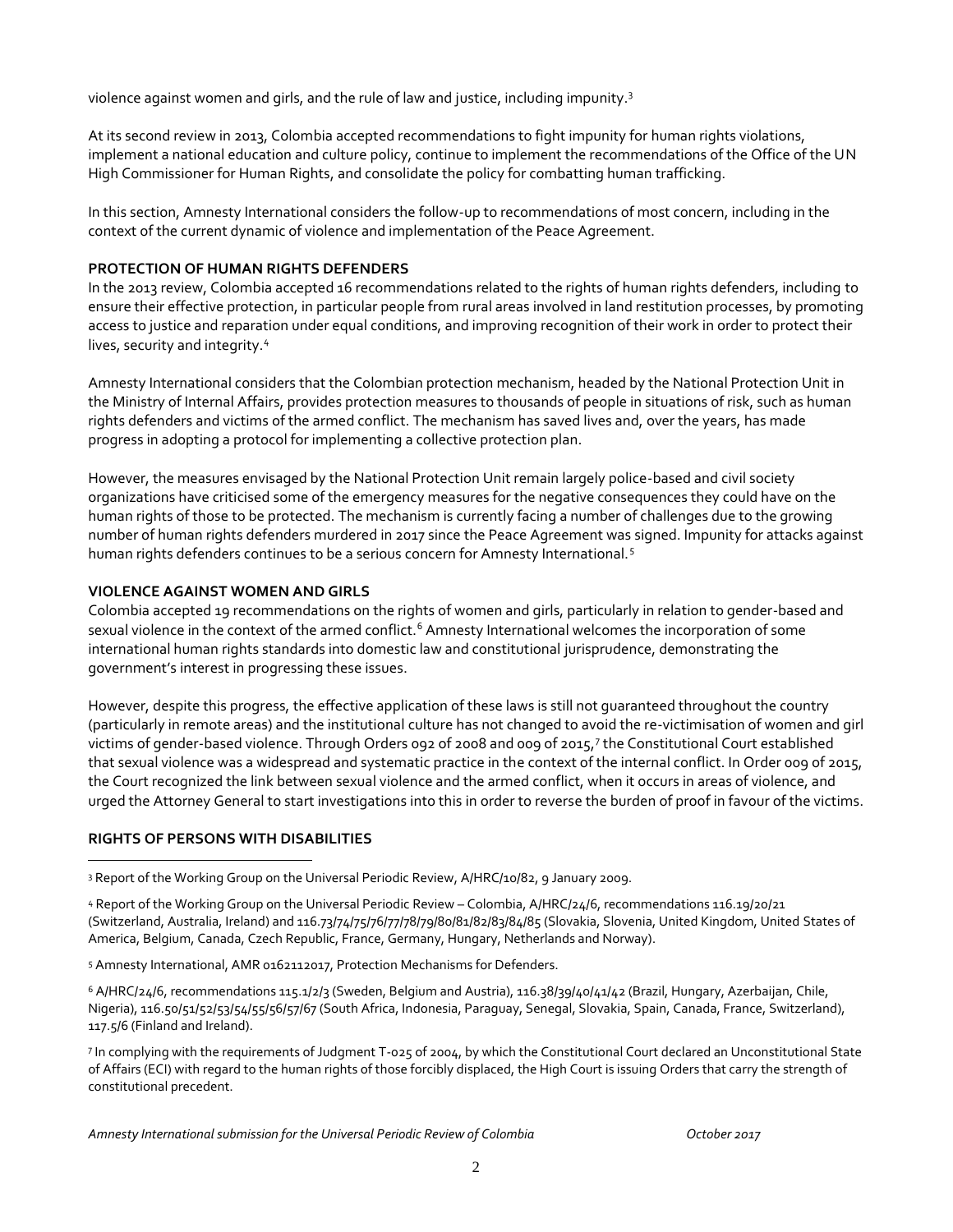violence against women and girls, and the rule of law and justice, including impunity.[3]

At its second review in 2013, Colombia accepted recommendations to fight impunity for human rights violations, implement a national education and culture policy, continue to implement the recommendations of the Office of the UN High Commissioner for Human Rights, and consolidate the policy for combatting human trafficking.

In this section, Amnesty International considers the follow-up to recommendations of most concern, including in the context of the current dynamic of violence and implementation of the Peace Agreement.

### PROTECTION OF HUMAN RIGHTS DEFENDERS

In the 2013 review, Colombia accepted 16 recommendations related to the rights of human rights defenders, including to ensure their effective protection, in particular people from rural areas involved in land restitution processes, by promoting access to justice and reparation under equal conditions, and improving recognition of their work in order to protect their lives, security and integrity.[4]

Amnesty International considers that the Colombian protection mechanism, headed by the National Protection Unit in the Ministry of Internal Affairs, provides protection measures to thousands of people in situations of risk, such as human rights defenders and victims of the armed conflict. The mechanism has saved lives and, over the years, has made progress in adopting a protocol for implementing a collective protection plan.

However, the measures envisaged by the National Protection Unit remain largely police-based and civil society organizations have criticised some of the emergency measures for the negative consequences they could have on the human rights of those to be protected. The mechanism is currently facing a number of challenges due to the growing number of human rights defenders murdered in 2017 since the Peace Agreement was signed. Impunity for attacks against human rights defenders continues to be a serious concern for Amnesty International.[5]

### VIOLENCE AGAINST WOMEN AND GIRLS

Colombia accepted 19 recommendations on the rights of women and girls, particularly in relation to gender-based and sexual violence in the context of the armed conflict.[6] Amnesty International welcomes the incorporation of some international human rights standards into domestic law and constitutional jurisprudence, demonstrating the government's interest in progressing these issues.

However, despite this progress, the effective application of these laws is still not guaranteed throughout the country (particularly in remote areas) and the institutional culture has not changed to avoid the re-victimisation of women and girl victims of gender-based violence. Through Orders 092 of 2008 and 009 of 2015,[7] the Constitutional Court established that sexual violence was a widespread and systematic practice in the context of the internal conflict. In Order 009 of 2015, the Court recognized the link between sexual violence and the armed conflict, when it occurs in areas of violence, and urged the Attorney General to start investigations into this in order to reverse the burden of proof in favour of the victims.

### RIGHTS OF PERSONS WITH DISABILITIES

---

[3] Report of the Working Group on the Universal Periodic Review, A/HRC/10/82, 9 January 2009.

[4] Report of the Working Group on the Universal Periodic Review – Colombia, A/HRC/24/6, recommendations 116.19/20/21 (Switzerland, Australia, Ireland) and 116.73/74/75/76/77/78/79/80/81/82/83/84/85 (Slovakia, Slovenia, United Kingdom, United States of America, Belgium, Canada, Czech Republic, France, Germany, Hungary, Netherlands and Norway).

[5] Amnesty International, AMR 0162112017, Protection Mechanisms for Defenders.

[6] A/HRC/24/6, recommendations 115.1/2/3 (Sweden, Belgium and Austria), 116.38/39/40/41/42 (Brazil, Hungary, Azerbaijan, Chile, Nigeria), 116.50/51/52/53/54/55/56/57/67 (South Africa, Indonesia, Paraguay, Senegal, Slovakia, Spain, Canada, France, Switzerland), 117.5/6 (Finland and Ireland).

[7] In complying with the requirements of Judgment T-025 of 2004, by which the Constitutional Court declared an Unconstitutional State of Affairs (ECI) with regard to the human rights of those forcibly displaced, the High Court is issuing Orders that carry the strength of constitutional precedent.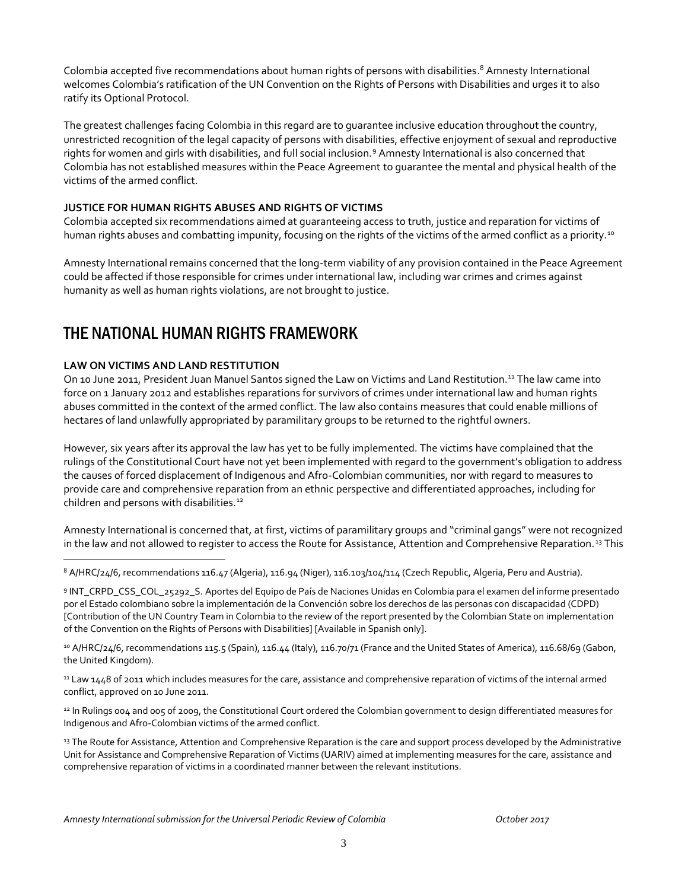Colombia accepted five recommendations about human rights of persons with disabilities.[8] Amnesty International welcomes Colombia's ratification of the UN Convention on the Rights of Persons with Disabilities and urges it to also ratify its Optional Protocol.

The greatest challenges facing Colombia in this regard are to guarantee inclusive education throughout the country, unrestricted recognition of the legal capacity of persons with disabilities, effective enjoyment of sexual and reproductive rights for women and girls with disabilities, and full social inclusion.[9] Amnesty International is also concerned that Colombia has not established measures within the Peace Agreement to guarantee the mental and physical health of the victims of the armed conflict.

**JUSTICE FOR HUMAN RIGHTS ABUSES AND RIGHTS OF VICTIMS**

Colombia accepted six recommendations aimed at guaranteeing access to truth, justice and reparation for victims of human rights abuses and combatting impunity, focusing on the rights of the victims of the armed conflict as a priority.[10]

Amnesty International remains concerned that the long-term viability of any provision contained in the Peace Agreement could be affected if those responsible for crimes under international law, including war crimes and crimes against humanity as well as human rights violations, are not brought to justice.

## THE NATIONAL HUMAN RIGHTS FRAMEWORK

**LAW ON VICTIMS AND LAND RESTITUTION**

On 10 June 2011, President Juan Manuel Santos signed the Law on Victims and Land Restitution.[11] The law came into force on 1 January 2012 and establishes reparations for survivors of crimes under international law and human rights abuses committed in the context of the armed conflict. The law also contains measures that could enable millions of hectares of land unlawfully appropriated by paramilitary groups to be returned to the rightful owners.

However, six years after its approval the law has yet to be fully implemented. The victims have complained that the rulings of the Constitutional Court have not yet been implemented with regard to the government's obligation to address the causes of forced displacement of Indigenous and Afro-Colombian communities, nor with regard to measures to provide care and comprehensive reparation from an ethnic perspective and differentiated approaches, including for children and persons with disabilities.[12]

Amnesty International is concerned that, at first, victims of paramilitary groups and "criminal gangs" were not recognized in the law and not allowed to register to access the Route for Assistance, Attention and Comprehensive Reparation.[13] This

---

[8] A/HRC/24/6, recommendations 116.47 (Algeria), 116.94 (Niger), 116.103/104/114 (Czech Republic, Algeria, Peru and Austria).

[9] INT_CRPD_CSS_COL_25292_S. Aportes del Equipo de País de Naciones Unidas en Colombia para el examen del informe presentado por el Estado colombiano sobre la implementación de la Convención sobre los derechos de las personas con discapacidad (CDPD) [Contribution of the UN Country Team in Colombia to the review of the report presented by the Colombian State on implementation of the Convention on the Rights of Persons with Disabilities] [Available in Spanish only].

[10] A/HRC/24/6, recommendations 115.5 (Spain), 116.44 (Italy), 116.70/71 (France and the United States of America), 116.68/69 (Gabon, the United Kingdom).

[11] Law 1448 of 2011 which includes measures for the care, assistance and comprehensive reparation of victims of the internal armed conflict, approved on 10 June 2011.

[12] In Rulings 004 and 005 of 2009, the Constitutional Court ordered the Colombian government to design differentiated measures for Indigenous and Afro-Colombian victims of the armed conflict.

[13] The Route for Assistance, Attention and Comprehensive Reparation is the care and support process developed by the Administrative Unit for Assistance and Comprehensive Reparation of Victims (UARIV) aimed at implementing measures for the care, assistance and comprehensive reparation of victims in a coordinated manner between the relevant institutions.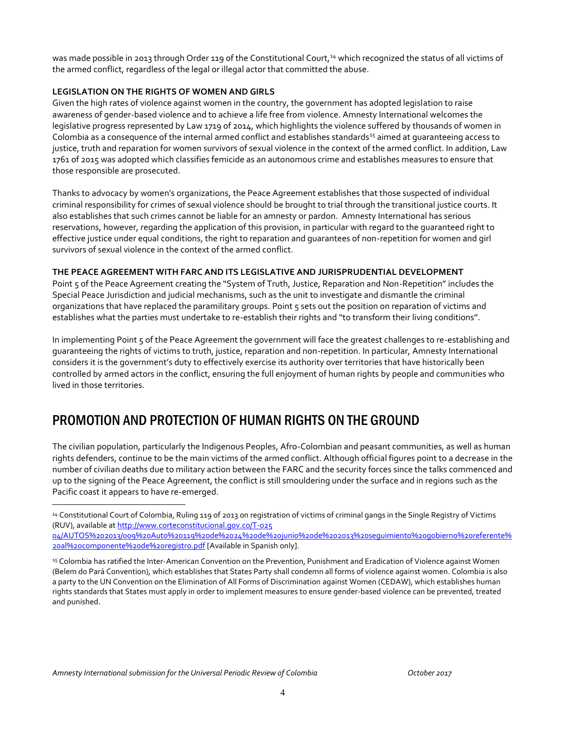was made possible in 2013 through Order 119 of the Constitutional Court,[14] which recognized the status of all victims of the armed conflict, regardless of the legal or illegal actor that committed the abuse.

**LEGISLATION ON THE RIGHTS OF WOMEN AND GIRLS**

Given the high rates of violence against women in the country, the government has adopted legislation to raise awareness of gender-based violence and to achieve a life free from violence. Amnesty International welcomes the legislative progress represented by Law 1719 of 2014, which highlights the violence suffered by thousands of women in Colombia as a consequence of the internal armed conflict and establishes standards[15] aimed at guaranteeing access to justice, truth and reparation for women survivors of sexual violence in the context of the armed conflict. In addition, Law 1761 of 2015 was adopted which classifies femicide as an autonomous crime and establishes measures to ensure that those responsible are prosecuted.

Thanks to advocacy by women's organizations, the Peace Agreement establishes that those suspected of individual criminal responsibility for crimes of sexual violence should be brought to trial through the transitional justice courts. It also establishes that such crimes cannot be liable for an amnesty or pardon. Amnesty International has serious reservations, however, regarding the application of this provision, in particular with regard to the guaranteed right to effective justice under equal conditions, the right to reparation and guarantees of non-repetition for women and girl survivors of sexual violence in the context of the armed conflict.

**THE PEACE AGREEMENT WITH FARC AND ITS LEGISLATIVE AND JURISPRUDENTIAL DEVELOPMENT**

Point 5 of the Peace Agreement creating the "System of Truth, Justice, Reparation and Non-Repetition" includes the Special Peace Jurisdiction and judicial mechanisms, such as the unit to investigate and dismantle the criminal organizations that have replaced the paramilitary groups. Point 5 sets out the position on reparation of victims and establishes what the parties must undertake to re-establish their rights and "to transform their living conditions".

In implementing Point 5 of the Peace Agreement the government will face the greatest challenges to re-establishing and guaranteeing the rights of victims to truth, justice, reparation and non-repetition. In particular, Amnesty International considers it is the government's duty to effectively exercise its authority over territories that have historically been controlled by armed actors in the conflict, ensuring the full enjoyment of human rights by people and communities who lived in those territories.

# PROMOTION AND PROTECTION OF HUMAN RIGHTS ON THE GROUND

The civilian population, particularly the Indigenous Peoples, Afro-Colombian and peasant communities, as well as human rights defenders, continue to be the main victims of the armed conflict. Although official figures point to a decrease in the number of civilian deaths due to military action between the FARC and the security forces since the talks commenced and up to the signing of the Peace Agreement, the conflict is still smouldering under the surface and in regions such as the Pacific coast it appears to have re-emerged.

---

[14] Constitutional Court of Colombia, Ruling 119 of 2013 on registration of victims of criminal gangs in the Single Registry of Victims (RUV), available at http://www.corteconstitucional.gov.co/T-025 04/AUTOS%202013/009%20Auto%20119%20de%2024%20de%20junio%20de%202013%20seguimiento%20gobierno%20referente%20al%20componente%20de%20registro.pdf [Available in Spanish only].

[15] Colombia has ratified the Inter-American Convention on the Prevention, Punishment and Eradication of Violence against Women (Belem do Pará Convention), which establishes that States Party shall condemn all forms of violence against women. Colombia is also a party to the UN Convention on the Elimination of All Forms of Discrimination against Women (CEDAW), which establishes human rights standards that States must apply in order to implement measures to ensure gender-based violence can be prevented, treated and punished.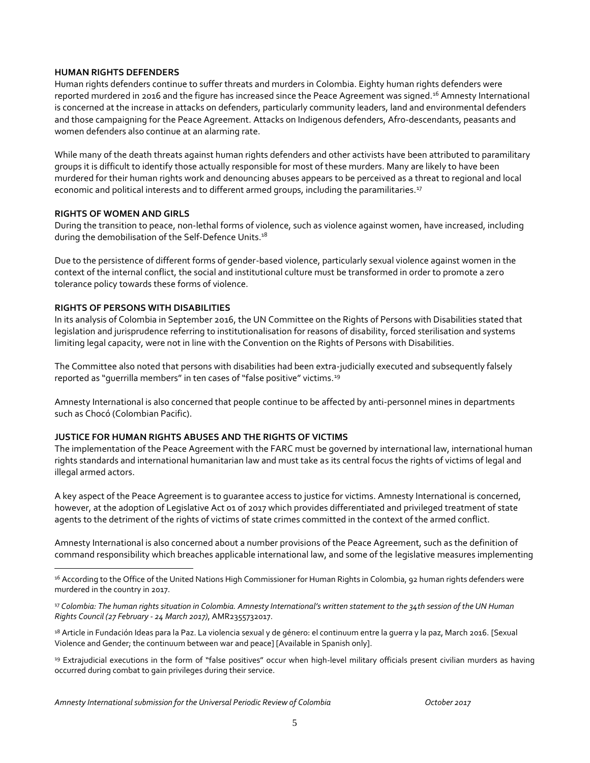### HUMAN RIGHTS DEFENDERS

Human rights defenders continue to suffer threats and murders in Colombia. Eighty human rights defenders were reported murdered in 2016 and the figure has increased since the Peace Agreement was signed.[16] Amnesty International is concerned at the increase in attacks on defenders, particularly community leaders, land and environmental defenders and those campaigning for the Peace Agreement. Attacks on Indigenous defenders, Afro-descendants, peasants and women defenders also continue at an alarming rate.

While many of the death threats against human rights defenders and other activists have been attributed to paramilitary groups it is difficult to identify those actually responsible for most of these murders. Many are likely to have been murdered for their human rights work and denouncing abuses appears to be perceived as a threat to regional and local economic and political interests and to different armed groups, including the paramilitaries.[17]

### RIGHTS OF WOMEN AND GIRLS

During the transition to peace, non-lethal forms of violence, such as violence against women, have increased, including during the demobilisation of the Self-Defence Units.[18]

Due to the persistence of different forms of gender-based violence, particularly sexual violence against women in the context of the internal conflict, the social and institutional culture must be transformed in order to promote a zero tolerance policy towards these forms of violence.

### RIGHTS OF PERSONS WITH DISABILITIES

In its analysis of Colombia in September 2016, the UN Committee on the Rights of Persons with Disabilities stated that legislation and jurisprudence referring to institutionalisation for reasons of disability, forced sterilisation and systems limiting legal capacity, were not in line with the Convention on the Rights of Persons with Disabilities.

The Committee also noted that persons with disabilities had been extra-judicially executed and subsequently falsely reported as "guerrilla members" in ten cases of "false positive" victims.[19]

Amnesty International is also concerned that people continue to be affected by anti-personnel mines in departments such as Chocó (Colombian Pacific).

### JUSTICE FOR HUMAN RIGHTS ABUSES AND THE RIGHTS OF VICTIMS

The implementation of the Peace Agreement with the FARC must be governed by international law, international human rights standards and international humanitarian law and must take as its central focus the rights of victims of legal and illegal armed actors.

A key aspect of the Peace Agreement is to guarantee access to justice for victims. Amnesty International is concerned, however, at the adoption of Legislative Act 01 of 2017 which provides differentiated and privileged treatment of state agents to the detriment of the rights of victims of state crimes committed in the context of the armed conflict.

Amnesty International is also concerned about a number provisions of the Peace Agreement, such as the definition of command responsibility which breaches applicable international law, and some of the legislative measures implementing

---

[16] According to the Office of the United Nations High Commissioner for Human Rights in Colombia, 92 human rights defenders were murdered in the country in 2017.

[17] *Colombia: The human rights situation in Colombia. Amnesty International's written statement to the 34th session of the UN Human Rights Council (27 February - 24 March 2017)*, AMR2355732017.

[18] Article in Fundación Ideas para la Paz. La violencia sexual y de género: el continuum entre la guerra y la paz, March 2016. [Sexual Violence and Gender; the continuum between war and peace] [Available in Spanish only].

[19] Extrajudicial executions in the form of "false positives" occur when high-level military officials present civilian murders as having occurred during combat to gain privileges during their service.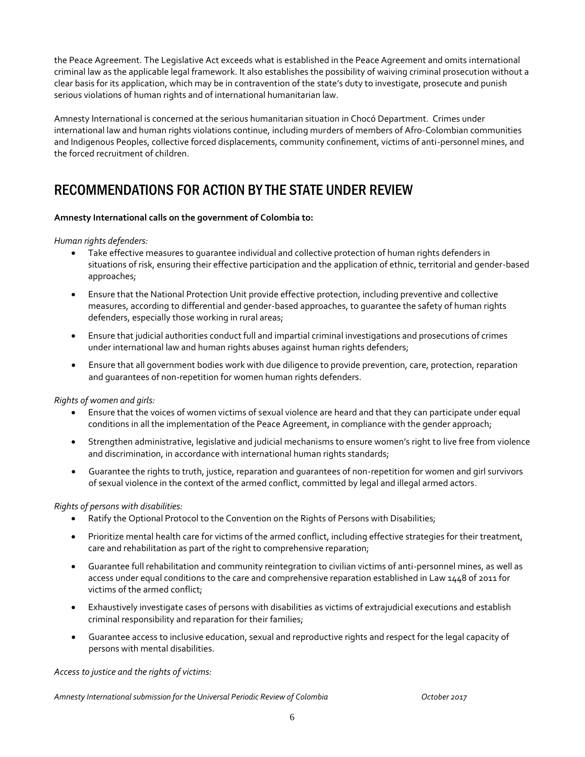the Peace Agreement. The Legislative Act exceeds what is established in the Peace Agreement and omits international criminal law as the applicable legal framework. It also establishes the possibility of waiving criminal prosecution without a clear basis for its application, which may be in contravention of the state's duty to investigate, prosecute and punish serious violations of human rights and of international humanitarian law.

Amnesty International is concerned at the serious humanitarian situation in Chocó Department. Crimes under international law and human rights violations continue, including murders of members of Afro-Colombian communities and Indigenous Peoples, collective forced displacements, community confinement, victims of anti-personnel mines, and the forced recruitment of children.

## RECOMMENDATIONS FOR ACTION BY THE STATE UNDER REVIEW

**Amnesty International calls on the government of Colombia to:**

*Human rights defenders:*

- Take effective measures to guarantee individual and collective protection of human rights defenders in situations of risk, ensuring their effective participation and the application of ethnic, territorial and gender-based approaches;
- Ensure that the National Protection Unit provide effective protection, including preventive and collective measures, according to differential and gender-based approaches, to guarantee the safety of human rights defenders, especially those working in rural areas;
- Ensure that judicial authorities conduct full and impartial criminal investigations and prosecutions of crimes under international law and human rights abuses against human rights defenders;
- Ensure that all government bodies work with due diligence to provide prevention, care, protection, reparation and guarantees of non-repetition for women human rights defenders.

*Rights of women and girls:*

- Ensure that the voices of women victims of sexual violence are heard and that they can participate under equal conditions in all the implementation of the Peace Agreement, in compliance with the gender approach;
- Strengthen administrative, legislative and judicial mechanisms to ensure women's right to live free from violence and discrimination, in accordance with international human rights standards;
- Guarantee the rights to truth, justice, reparation and guarantees of non-repetition for women and girl survivors of sexual violence in the context of the armed conflict, committed by legal and illegal armed actors.

*Rights of persons with disabilities:*

- Ratify the Optional Protocol to the Convention on the Rights of Persons with Disabilities;
- Prioritize mental health care for victims of the armed conflict, including effective strategies for their treatment, care and rehabilitation as part of the right to comprehensive reparation;
- Guarantee full rehabilitation and community reintegration to civilian victims of anti-personnel mines, as well as access under equal conditions to the care and comprehensive reparation established in Law 1448 of 2011 for victims of the armed conflict;
- Exhaustively investigate cases of persons with disabilities as victims of extrajudicial executions and establish criminal responsibility and reparation for their families;
- Guarantee access to inclusive education, sexual and reproductive rights and respect for the legal capacity of persons with mental disabilities.

*Access to justice and the rights of victims:*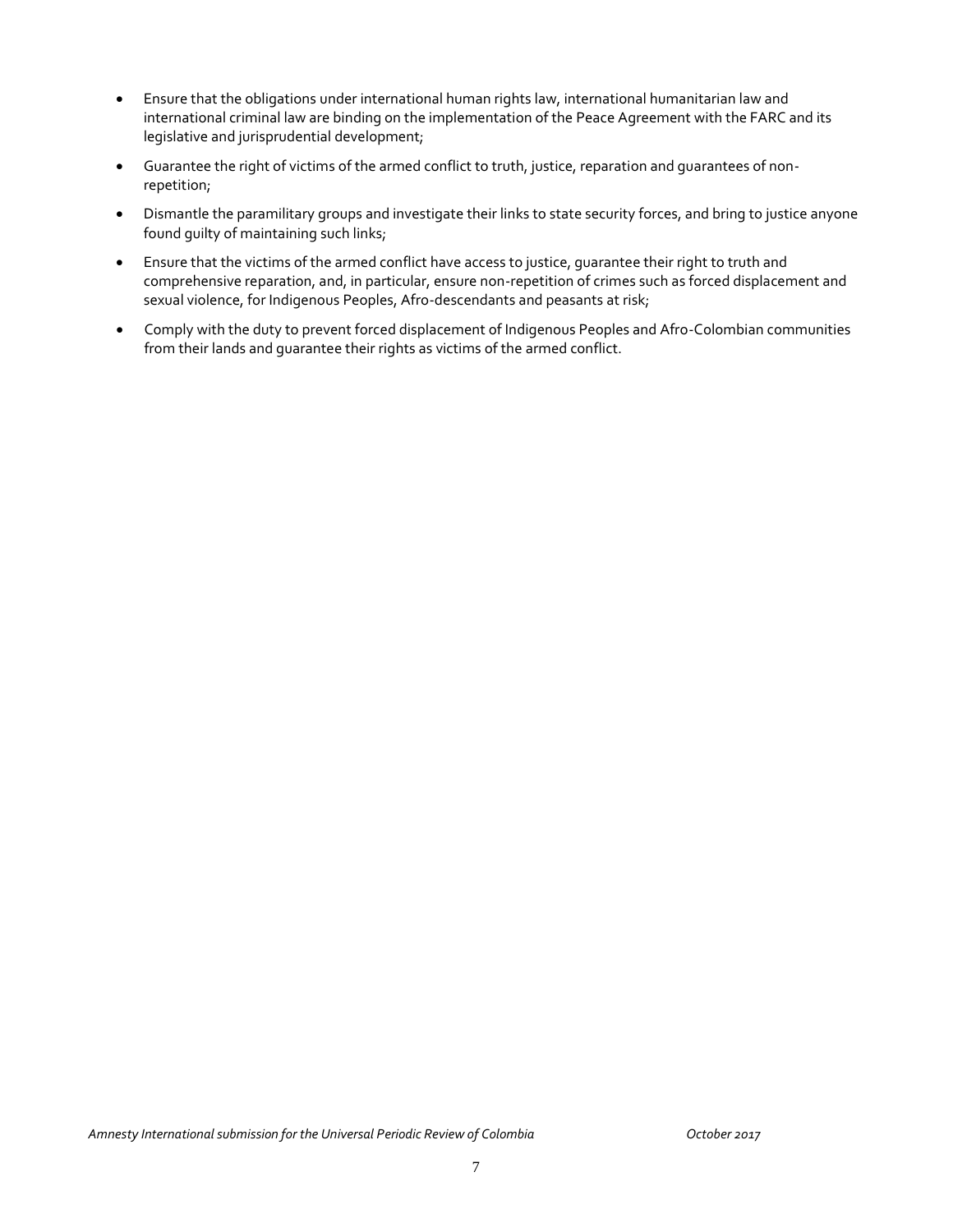- Ensure that the obligations under international human rights law, international humanitarian law and international criminal law are binding on the implementation of the Peace Agreement with the FARC and its legislative and jurisprudential development;
- Guarantee the right of victims of the armed conflict to truth, justice, reparation and guarantees of non-repetition;
- Dismantle the paramilitary groups and investigate their links to state security forces, and bring to justice anyone found guilty of maintaining such links;
- Ensure that the victims of the armed conflict have access to justice, guarantee their right to truth and comprehensive reparation, and, in particular, ensure non-repetition of crimes such as forced displacement and sexual violence, for Indigenous Peoples, Afro-descendants and peasants at risk;
- Comply with the duty to prevent forced displacement of Indigenous Peoples and Afro-Colombian communities from their lands and guarantee their rights as victims of the armed conflict.